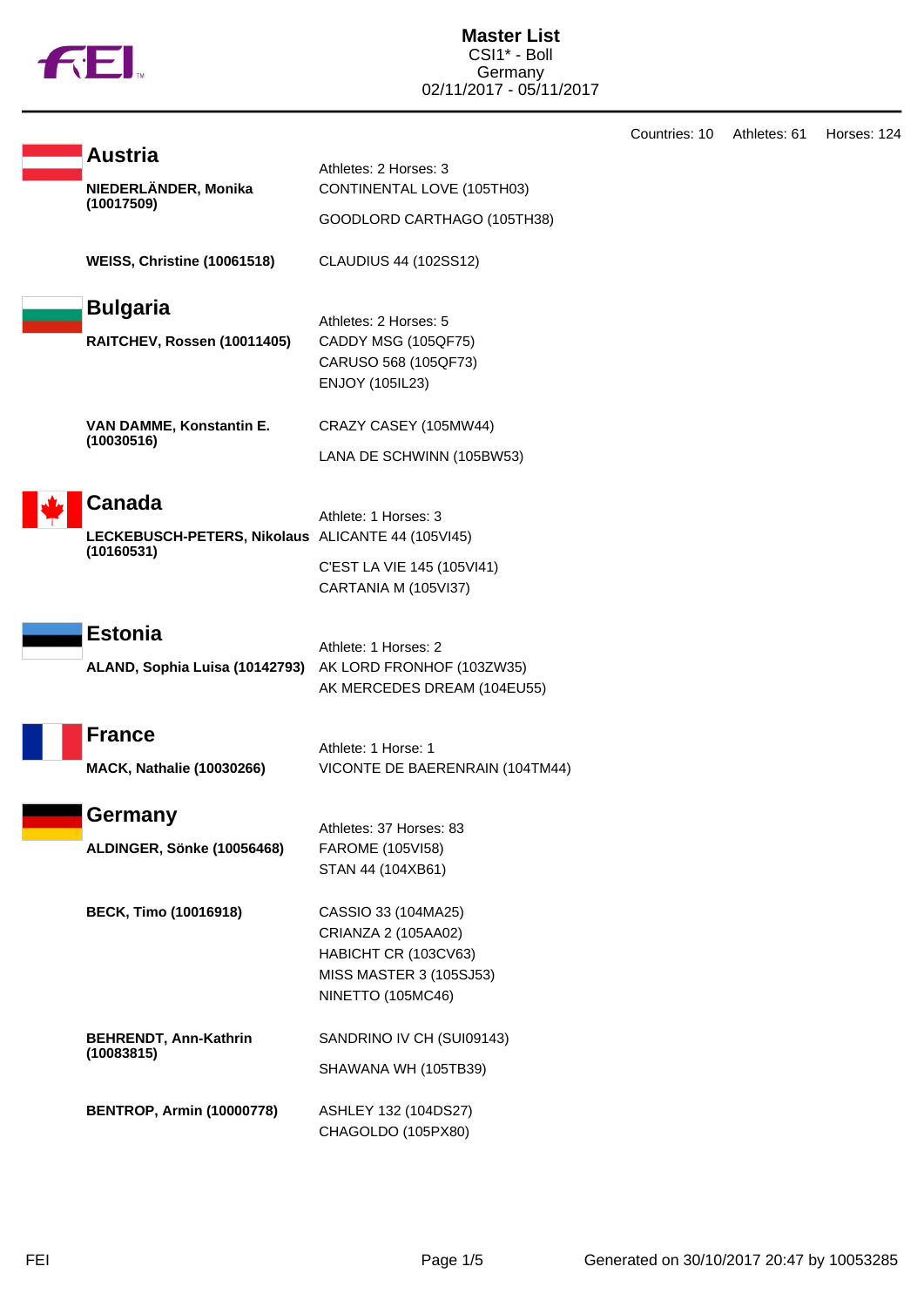# Master List

CSI1* - Boll
Germany
02/11/2017 - 05/11/2017

Countries: 10 Athletes: 61 Horses: 124

## Austria

Athletes: 2 Horses: 3

| Athlete | Horses |
|---|---|
| **NIEDERLÄNDER, Monika (10017509)** | CONTINENTAL LOVE (105TH03) |
| | GOODLORD CARTHAGO (105TH38) |
| **WEISS, Christine (10061518)** | CLAUDIUS 44 (102SS12) |

## Bulgaria

Athletes: 2 Horses: 5

| Athlete | Horses |
|---|---|
| **RAITCHEV, Rossen (10011405)** | CADDY MSG (105QF75) |
| | CARUSO 568 (105QF73) |
| | ENJOY (105IL23) |
| **VAN DAMME, Konstantin E. (10030516)** | CRAZY CASEY (105MW44) |
| | LANA DE SCHWINN (105BW53) |

## Canada

Athlete: 1 Horses: 3

| Athlete | Horses |
|---|---|
| **LECKEBUSCH-PETERS, Nikolaus (10160531)** | ALICANTE 44 (105VI45) |
| | C'EST LA VIE 145 (105VI41) |
| | CARTANIA M (105VI37) |

## Estonia

Athlete: 1 Horses: 2

| Athlete | Horses |
|---|---|
| **ALAND, Sophia Luisa (10142793)** | AK LORD FRONHOF (103ZW35) |
| | AK MERCEDES DREAM (104EU55) |

## France

Athlete: 1 Horse: 1

| Athlete | Horses |
|---|---|
| **MACK, Nathalie (10030266)** | VICONTE DE BAERENRAIN (104TM44) |

## Germany

Athletes: 37 Horses: 83

| Athlete | Horses |
|---|---|
| **ALDINGER, Sönke (10056468)** | FAROME (105VI58) |
| | STAN 44 (104XB61) |
| **BECK, Timo (10016918)** | CASSIO 33 (104MA25) |
| | CRIANZA 2 (105AA02) |
| | HABICHT CR (103CV63) |
| | MISS MASTER 3 (105SJ53) |
| | NINETTO (105MC46) |
| **BEHRENDT, Ann-Kathrin (10083815)** | SANDRINO IV CH (SUI09143) |
| | SHAWANA WH (105TB39) |
| **BENTROP, Armin (10000778)** | ASHLEY 132 (104DS27) |
| | CHAGOLDO (105PX80) |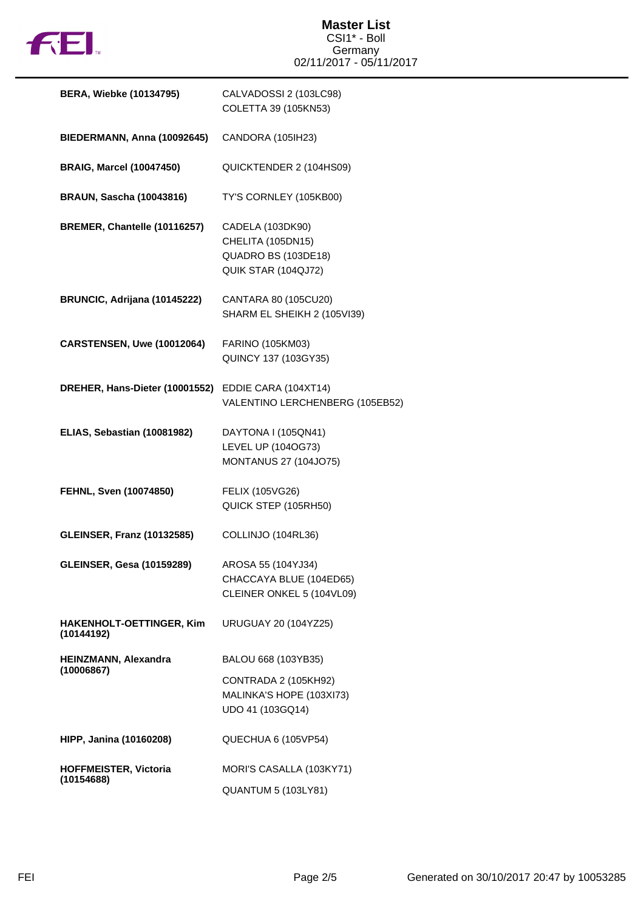# Master List
CSI1* - Boll
Germany
02/11/2017 - 05/11/2017

| Rider | Horses |
| --- | --- |
| **BERA, Wiebke (10134795)** | CALVADOSSI 2 (103LC98)<br>COLETTA 39 (105KN53) |
| **BIEDERMANN, Anna (10092645)** | CANDORA (105IH23) |
| **BRAIG, Marcel (10047450)** | QUICKTENDER 2 (104HS09) |
| **BRAUN, Sascha (10043816)** | TY'S CORNLEY (105KB00) |
| **BREMER, Chantelle (10116257)** | CADELA (103DK90)<br>CHELITA (105DN15)<br>QUADRO BS (103DE18)<br>QUIK STAR (104QJ72) |
| **BRUNCIC, Adrijana (10145222)** | CANTARA 80 (105CU20)<br>SHARM EL SHEIKH 2 (105VI39) |
| **CARSTENSEN, Uwe (10012064)** | FARINO (105KM03)<br>QUINCY 137 (103GY35) |
| **DREHER, Hans-Dieter (10001552)** | EDDIE CARA (104XT14)<br>VALENTINO LERCHENBERG (105EB52) |
| **ELIAS, Sebastian (10081982)** | DAYTONA I (105QN41)<br>LEVEL UP (104OG73)<br>MONTANUS 27 (104JO75) |
| **FEHNL, Sven (10074850)** | FELIX (105VG26)<br>QUICK STEP (105RH50) |
| **GLEINSER, Franz (10132585)** | COLLINJO (104RL36) |
| **GLEINSER, Gesa (10159289)** | AROSA 55 (104YJ34)<br>CHACCAYA BLUE (104ED65)<br>CLEINER ONKEL 5 (104VL09) |
| **HAKENHOLT-OETTINGER, Kim (10144192)** | URUGUAY 20 (104YZ25) |
| **HEINZMANN, Alexandra (10006867)** | BALOU 668 (103YB35)<br>CONTRADA 2 (105KH92)<br>MALINKA'S HOPE (103XI73)<br>UDO 41 (103GQ14) |
| **HIPP, Janina (10160208)** | QUECHUA 6 (105VP54) |
| **HOFFMEISTER, Victoria (10154688)** | MORI'S CASALLA (103KY71)<br>QUANTUM 5 (103LY81) |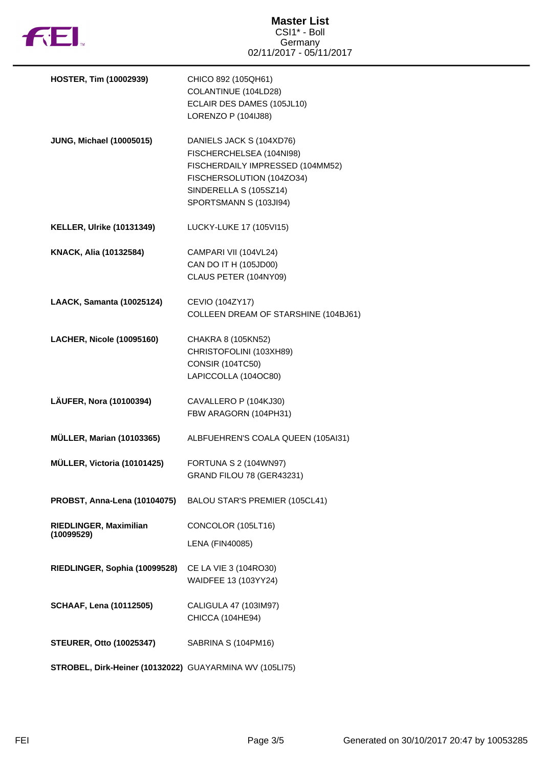# Master List

CSI1* - Boll
Germany
02/11/2017 - 05/11/2017

| Rider | Horses |
| --- | --- |
| **HOSTER, Tim (10002939)** | CHICO 892 (105QH61)<br>COLANTINUE (104LD28)<br>ECLAIR DES DAMES (105JL10)<br>LORENZO P (104IJ88) |
| **JUNG, Michael (10005015)** | DANIELS JACK S (104XD76)<br>FISCHERCHELSEA (104NI98)<br>FISCHERDAILY IMPRESSED (104MM52)<br>FISCHERSOLUTION (104ZO34)<br>SINDERELLA S (105SZ14)<br>SPORTSMANN S (103JI94) |
| **KELLER, Ulrike (10131349)** | LUCKY-LUKE 17 (105VI15) |
| **KNACK, Alia (10132584)** | CAMPARI VII (104VL24)<br>CAN DO IT H (105JD00)<br>CLAUS PETER (104NY09) |
| **LAACK, Samanta (10025124)** | CEVIO (104ZY17)<br>COLLEEN DREAM OF STARSHINE (104BJ61) |
| **LACHER, Nicole (10095160)** | CHAKRA 8 (105KN52)<br>CHRISTOFOLINI (103XH89)<br>CONSIR (104TC50)<br>LAPICCOLLA (104OC80) |
| **LÄUFER, Nora (10100394)** | CAVALLERO P (104KJ30)<br>FBW ARAGORN (104PH31) |
| **MÜLLER, Marian (10103365)** | ALBFUEHREN'S COALA QUEEN (105AI31) |
| **MÜLLER, Victoria (10101425)** | FORTUNA S 2 (104WN97)<br>GRAND FILOU 78 (GER43231) |
| **PROBST, Anna-Lena (10104075)** | BALOU STAR'S PREMIER (105CL41) |
| **RIEDLINGER, Maximilian (10099529)** | CONCOLOR (105LT16)<br>LENA (FIN40085) |
| **RIEDLINGER, Sophia (10099528)** | CE LA VIE 3 (104RO30)<br>WAIDFEE 13 (103YY24) |
| **SCHAAF, Lena (10112505)** | CALIGULA 47 (103IM97)<br>CHICCA (104HE94) |
| **STEURER, Otto (10025347)** | SABRINA S (104PM16) |
| **STROBEL, Dirk-Heiner (10132022)** | GUAYARMINA WV (105LI75) |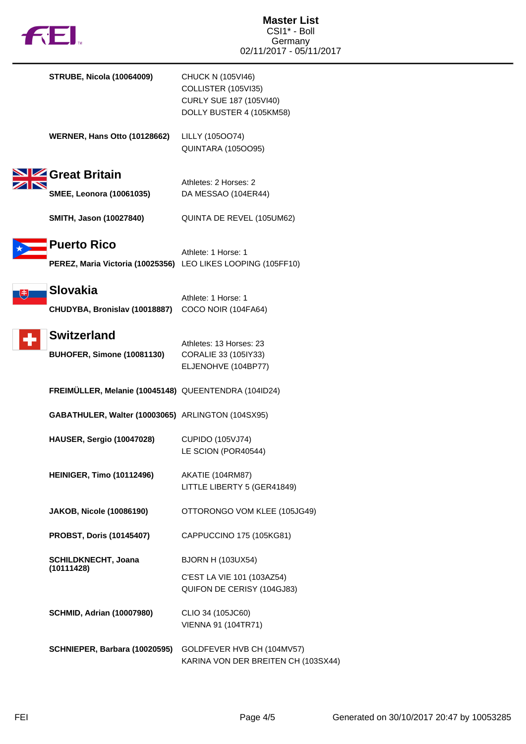| | |
|---|---|
| **STRUBE, Nicola (10064009)** | CHUCK N (105VI46)<br>COLLISTER (105VI35)<br>CURLY SUE 187 (105VI40)<br>DOLLY BUSTER 4 (105KM58) |
| **WERNER, Hans Otto (10128662)** | LILLY (105OO74)<br>QUINTARA (105OO95) |

## Great Britain

Athletes: 2 Horses: 2

| | |
|---|---|
| **SMEE, Leonora (10061035)** | DA MESSAO (104ER44) |
| **SMITH, Jason (10027840)** | QUINTA DE REVEL (105UM62) |

## Puerto Rico

Athlete: 1 Horse: 1

| | |
|---|---|
| **PEREZ, Maria Victoria (10025356)** | LEO LIKES LOOPING (105FF10) |

## Slovakia

Athlete: 1 Horse: 1

| | |
|---|---|
| **CHUDYBA, Bronislav (10018887)** | COCO NOIR (104FA64) |

## Switzerland

Athletes: 13 Horses: 23

| | |
|---|---|
| **BUHOFER, Simone (10081130)** | CORALIE 33 (105IY33)<br>ELJENOHVE (104BP77) |
| **FREIMÜLLER, Melanie (10045148)** | QUEENTENDRA (104ID24) |
| **GABATHULER, Walter (10003065)** | ARLINGTON (104SX95) |
| **HAUSER, Sergio (10047028)** | CUPIDO (105VJ74)<br>LE SCION (POR40544) |
| **HEINIGER, Timo (10112496)** | AKATIE (104RM87)<br>LITTLE LIBERTY 5 (GER41849) |
| **JAKOB, Nicole (10086190)** | OTTORONGO VOM KLEE (105JG49) |
| **PROBST, Doris (10145407)** | CAPPUCCINO 175 (105KG81) |
| **SCHILDKNECHT, Joana (10111428)** | BJORN H (103UX54)<br>C'EST LA VIE 101 (103AZ54)<br>QUIFON DE CERISY (104GJ83) |
| **SCHMID, Adrian (10007980)** | CLIO 34 (105JC60)<br>VIENNA 91 (104TR71) |
| **SCHNIEPER, Barbara (10020595)** | GOLDFEVER HVB CH (104MV57)<br>KARINA VON DER BREITEN CH (103SX44) |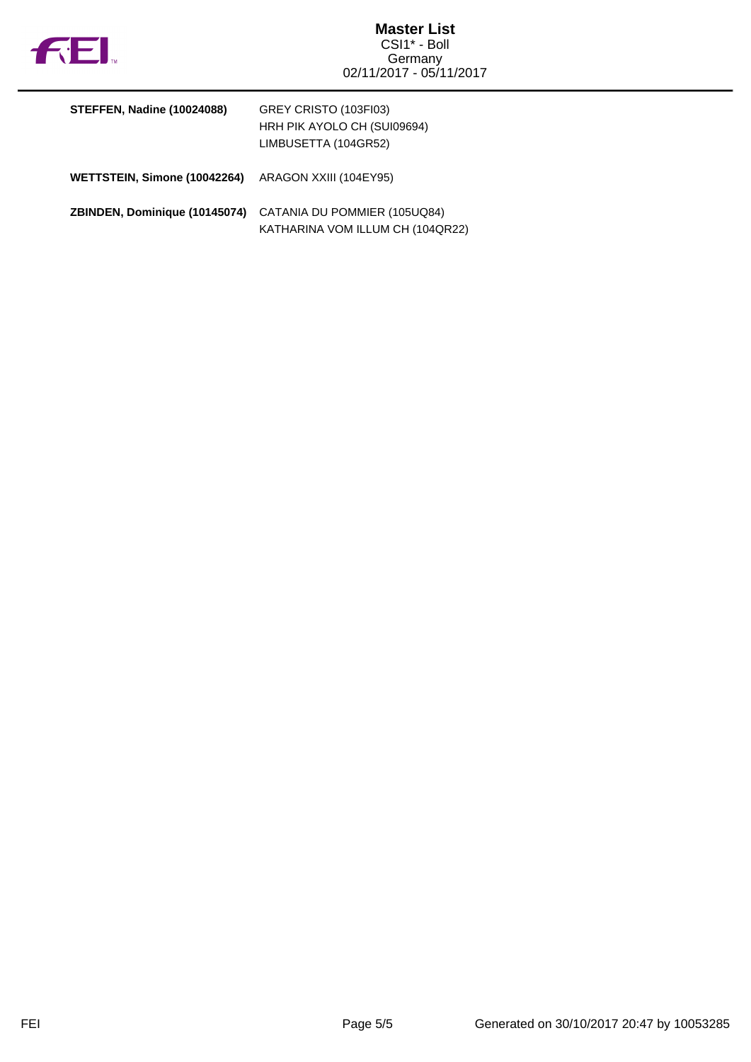| | |
|---|---|
| **STEFFEN, Nadine (10024088)** | GREY CRISTO (103FI03)<br>HRH PIK AYOLO CH (SUI09694)<br>LIMBUSETTA (104GR52) |
| **WETTSTEIN, Simone (10042264)** | ARAGON XXIII (104EY95) |
| **ZBINDEN, Dominique (10145074)** | CATANIA DU POMMIER (105UQ84)<br>KATHARINA VOM ILLUM CH (104QR22) |